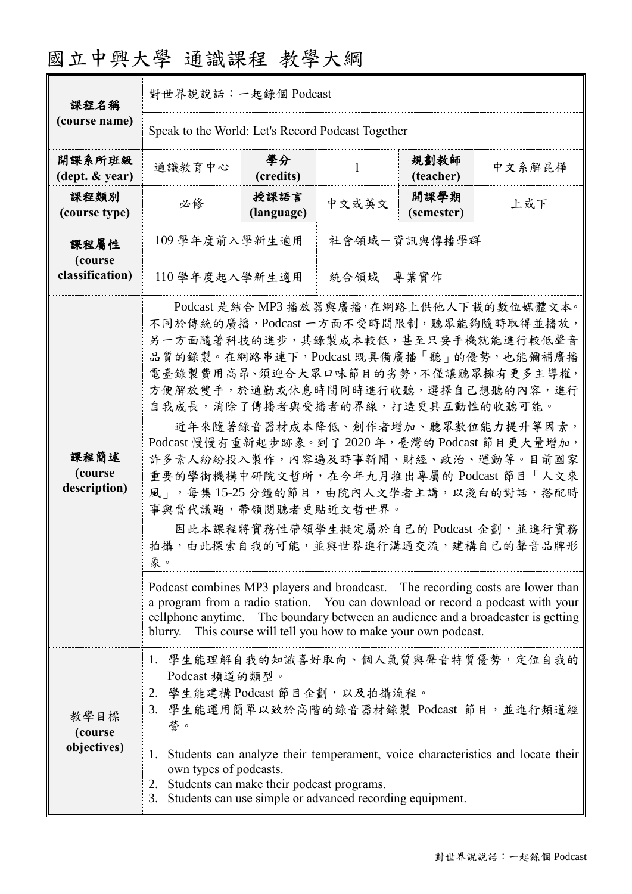# 國立中興大學 通識課程 教學大綱

| 課程名稱 (course name) | 對世界說說話：一起錄個 Podcast | | | | |
|---|---|---|---|---|---|
| | Speak to the World: Let's Record Podcast Together | | | | |
| 開課系所班級 (dept. & year) | 通識教育中心 | 學分 (credits) | 1 | 規劃教師 (teacher) | 中文系解昆樺 |
| 課程類別 (course type) | 必修 | 授課語言 (language) | 中文或英文 | 開課學期 (semester) | 上或下 |
| 課程屬性 (course classification) | 109 學年度前入學新生適用 | | 社會領域－資訊與傳播學群 | | |
| | 110 學年度起入學新生適用 | | 統合領域－專業實作 | | |
| 課程簡述 (course description) | Podcast 是結合 MP3 播放器與廣播，在網路上供他人下載的數位媒體文本。不同於傳統的廣播，Podcast 一方面不受時間限制，聽眾能夠隨時取得並播放，另一方面隨著科技的進步，其錄製成本較低，甚至只要手機就能進行較低聲音品質的錄製。在網路串連下，Podcast 既具備廣播「聽」的優勢，也能彌補廣播電臺錄製費用高昂、須迎合大眾口味節目的劣勢，不僅讓聽眾擁有更多主導權，方便解放雙手，於通勤或休息時間同時進行收聽，選擇自己想聽的內容，進行自我成長，消除了傳播者與受播者的界線，打造更具互動性的收聽可能。<br>近年來隨著錄音器材成本降低、創作者增加、聽眾數位能力提升等因素，Podcast 慢慢有重新起步跡象。到了 2020 年，臺灣的 Podcast 節目更大量增加，許多素人紛紛投入製作，內容遍及時事新聞、財經、政治、運動等。目前國家重要的學術機構中研院文哲所，在今年九月推出專屬的 Podcast 節目「人文來風」，每集 15-25 分鐘的節目，由院內人文學者主講，以淺白的對話，搭配時事與當代議題，帶領閱聽者更貼近文哲世界。<br>因此本課程將實務性帶領學生擬定屬於自己的 Podcast 企劃，並進行實務拍攝，由此探索自我的可能，並與世界進行溝通交流，建構自己的聲音品牌形象。 | | | | |
| | Podcast combines MP3 players and broadcast. The recording costs are lower than a program from a radio station. You can download or record a podcast with your cellphone anytime. The boundary between an audience and a broadcaster is getting blurry. This course will tell you how to make your own podcast. | | | | |
| 教學目標 (course objectives) | 1. 學生能理解自我的知識喜好取向、個人氣質與聲音特質優勢，定位自我的 Podcast 頻道的類型。<br>2. 學生能建構 Podcast 節目企劃，以及拍攝流程。<br>3. 學生能運用簡單以致於高階的錄音器材錄製 Podcast 節目，並進行頻道經營。 | | | | |
| | 1. Students can analyze their temperament, voice characteristics and locate their own types of podcasts.<br>2. Students can make their podcast programs.<br>3. Students can use simple or advanced recording equipment. | | | | |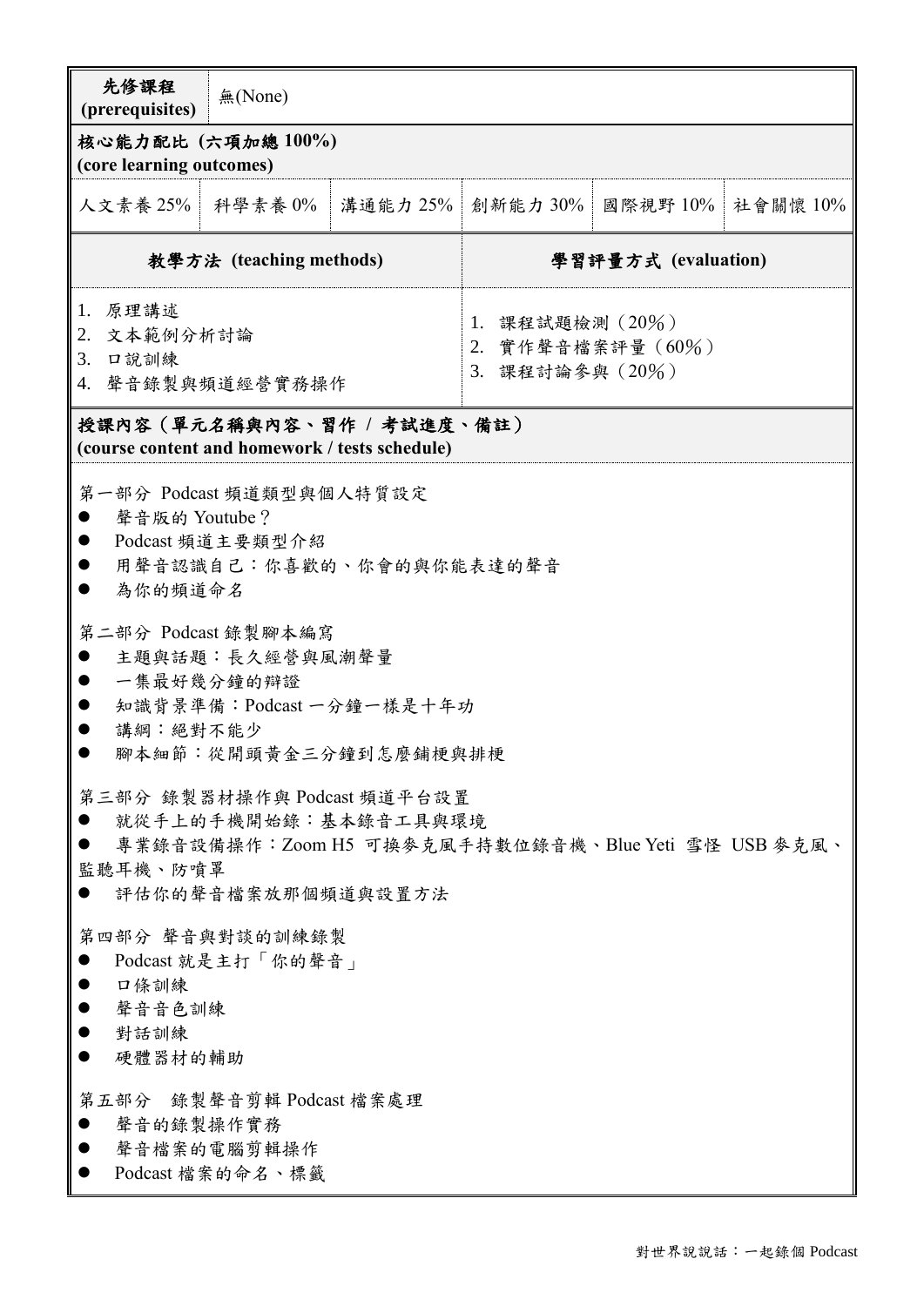| 先修課程 (prerequisites) | 無(None) |
|---|---|

**核心能力配比 (六項加總 100%)**
**(core learning outcomes)**

| 人文素養 25% | 科學素養 0% | 溝通能力 25% | 創新能力 30% | 國際視野 10% | 社會關懷 10% |
|---|---|---|---|---|---|

| 教學方法 (teaching methods) | 學習評量方式 (evaluation) |
|---|---|
| 1. 原理講述<br>2. 文本範例分析討論<br>3. 口說訓練<br>4. 聲音錄製與頻道經營實務操作 | 1. 課程試題檢測（20%）<br>2. 實作聲音檔案評量（60%）<br>3. 課程討論參與（20%） |

**授課內容（單元名稱與內容、習作 / 考試進度、備註）**
**(course content and homework / tests schedule)**

第一部分 Podcast 頻道類型與個人特質設定

- 聲音版的 Youtube？
- Podcast 頻道主要類型介紹
- 用聲音認識自己：你喜歡的、你會的與你能表達的聲音
- 為你的頻道命名

第二部分 Podcast 錄製腳本編寫

- 主題與話題：長久經營與風潮聲量
- 一集最好幾分鐘的辯證
- 知識背景準備：Podcast 一分鐘一樣是十年功
- 講綱：絕對不能少
- 腳本細節：從開頭黃金三分鐘到怎麼鋪梗與排梗

第三部分 錄製器材操作與 Podcast 頻道平台設置

- 就從手上的手機開始錄：基本錄音工具與環境
- 專業錄音設備操作：Zoom H5 可換麥克風手持數位錄音機、Blue Yeti 雪怪 USB 麥克風、監聽耳機、防噴罩
- 評估你的聲音檔案放那個頻道與設置方法

第四部分 聲音與對談的訓練錄製

- Podcast 就是主打「你的聲音」
- 口條訓練
- 聲音音色訓練
- 對話訓練
- 硬體器材的輔助

第五部分 錄製聲音剪輯 Podcast 檔案處理

- 聲音的錄製操作實務
- 聲音檔案的電腦剪輯操作
- Podcast 檔案的命名、標籤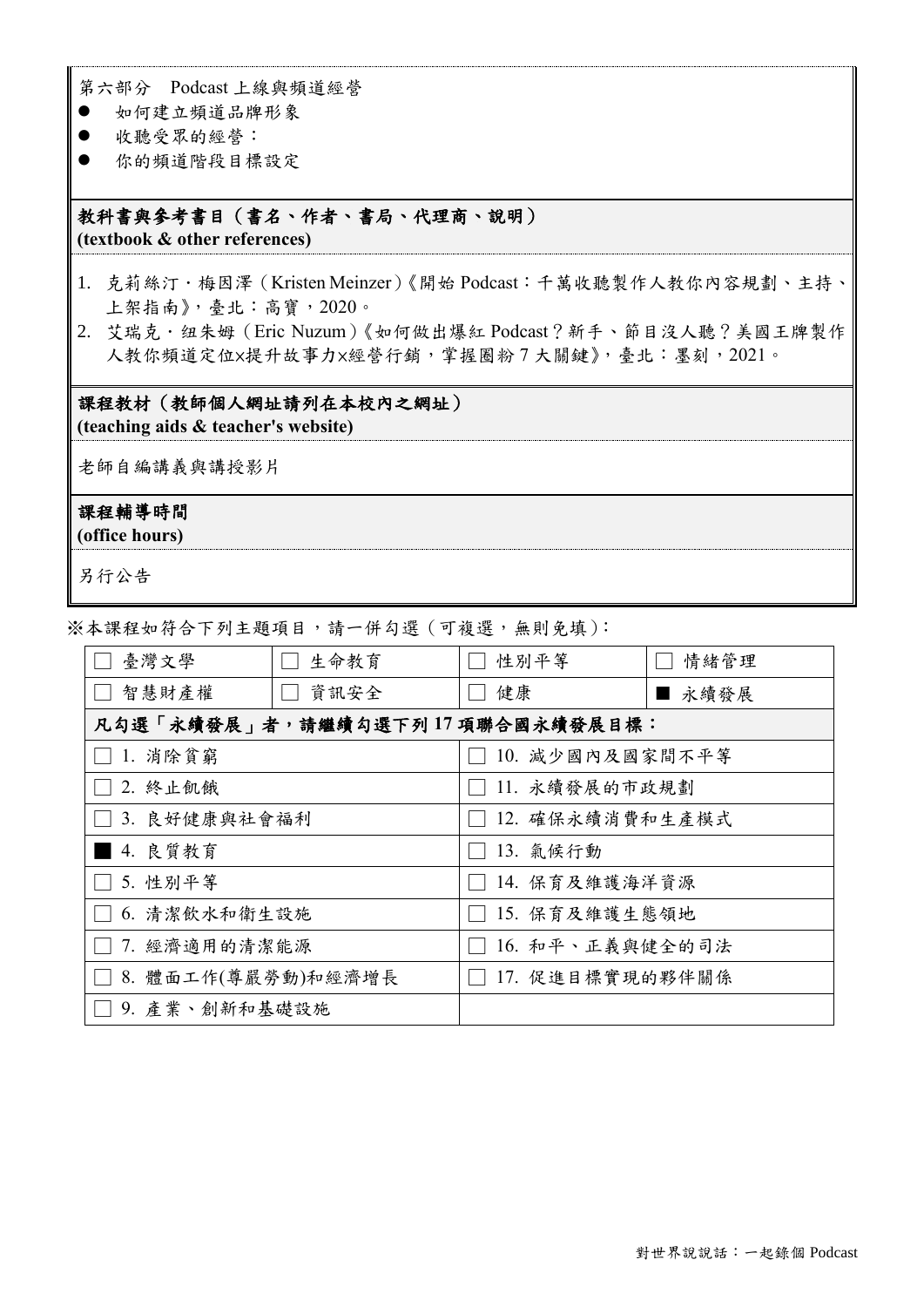第六部分　Podcast 上線與頻道經營

- 如何建立頻道品牌形象
- 收聽受眾的經營：
- 你的頻道階段目標設定

**教科書與參考書目（書名、作者、書局、代理商、說明）**
**(textbook & other references)**

1. 克莉絲汀・梅因澤（Kristen Meinzer）《開始 Podcast：千萬收聽製作人教你內容規劃、主持、上架指南》，臺北：高寶，2020。
2. 艾瑞克・紐朱姆（Eric Nuzum）《如何做出爆紅 Podcast？新手、節目沒人聽？美國王牌製作人教你頻道定位×提升故事力×經營行銷，掌握圈粉 7 大關鍵》，臺北：墨刻，2021。

**課程教材（教師個人網址請列在本校內之網址）**
**(teaching aids & teacher's website)**

老師自編講義與講授影片

**課程輔導時間**
**(office hours)**

另行公告

※本課程如符合下列主題項目，請一併勾選（可複選，無則免填）：

| | | | |
|---|---|---|---|
| □ 臺灣文學 | □ 生命教育 | □ 性別平等 | □ 情緒管理 |
| □ 智慧財產權 | □ 資訊安全 | □ 健康 | ■ 永續發展 |

**凡勾選「永續發展」者，請繼續勾選下列 17 項聯合國永續發展目標：**

| | |
|---|---|
| □ 1. 消除貧窮 | □ 10. 減少國內及國家間不平等 |
| □ 2. 終止飢餓 | □ 11. 永續發展的市政規劃 |
| □ 3. 良好健康與社會福利 | □ 12. 確保永續消費和生產模式 |
| ■ 4. 良質教育 | □ 13. 氣候行動 |
| □ 5. 性別平等 | □ 14. 保育及維護海洋資源 |
| □ 6. 清潔飲水和衛生設施 | □ 15. 保育及維護生態領地 |
| □ 7. 經濟適用的清潔能源 | □ 16. 和平、正義與健全的司法 |
| □ 8. 體面工作(尊嚴勞動)和經濟增長 | □ 17. 促進目標實現的夥伴關係 |
| □ 9. 產業、創新和基礎設施 | |